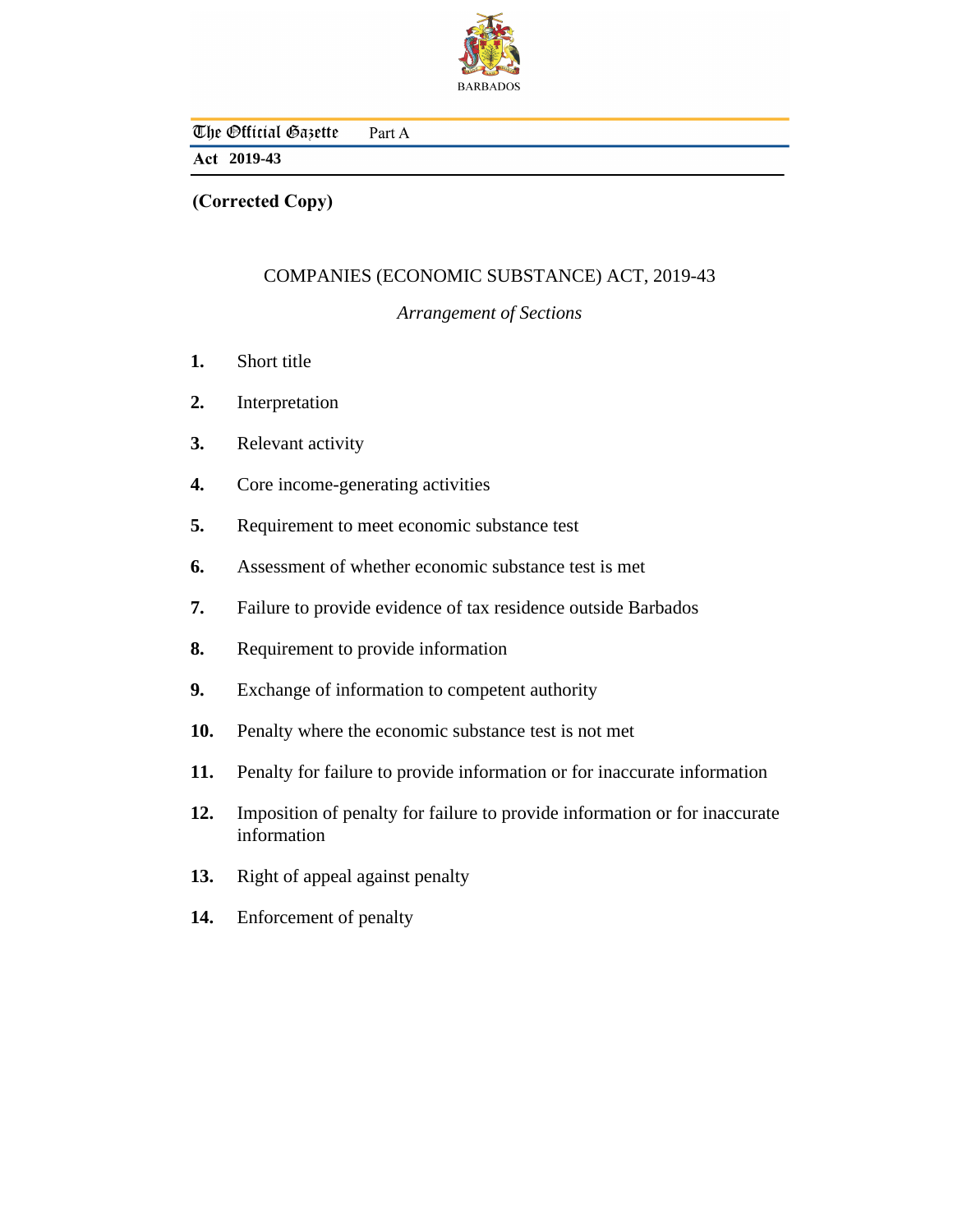BARBADOS

The Official Gazette Part A

**Act 2019-43**

**(Corrected Copy)**

# COMPANIES (ECONOMIC SUBSTANCE) ACT, 2019-43

*Arrangement of Sections*

**1.** Short title

**2.** Interpretation

**3.** Relevant activity

**4.** Core income-generating activities

**5.** Requirement to meet economic substance test

**6.** Assessment of whether economic substance test is met

**7.** Failure to provide evidence of tax residence outside Barbados

**8.** Requirement to provide information

**9.** Exchange of information to competent authority

**10.** Penalty where the economic substance test is not met

**11.** Penalty for failure to provide information or for inaccurate information

**12.** Imposition of penalty for failure to provide information or for inaccurate information

**13.** Right of appeal against penalty

**14.** Enforcement of penalty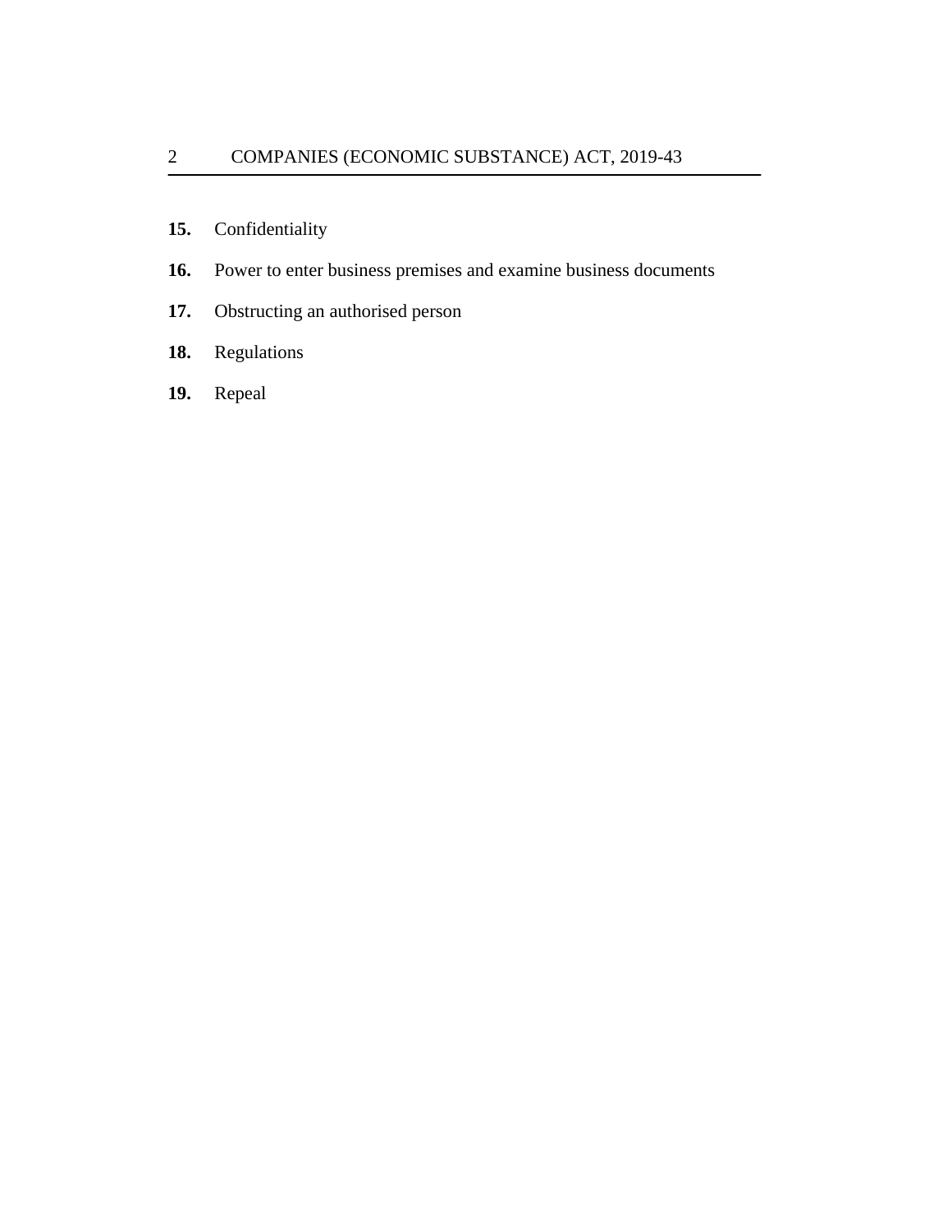**15.** Confidentiality

**16.** Power to enter business premises and examine business documents

**17.** Obstructing an authorised person

**18.** Regulations

**19.** Repeal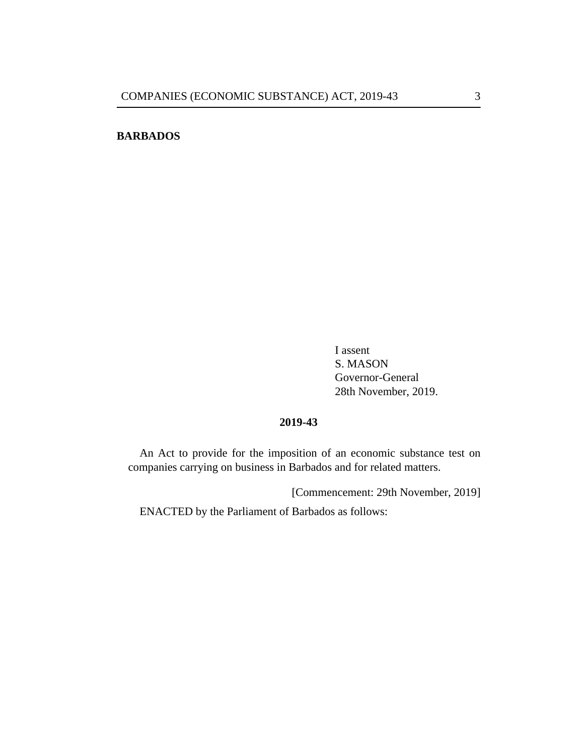**BARBADOS**

I assent
S. MASON
Governor-General
28th November, 2019.

**2019-43**

An Act to provide for the imposition of an economic substance test on companies carrying on business in Barbados and for related matters.

[Commencement: 29th November, 2019]

ENACTED by the Parliament of Barbados as follows: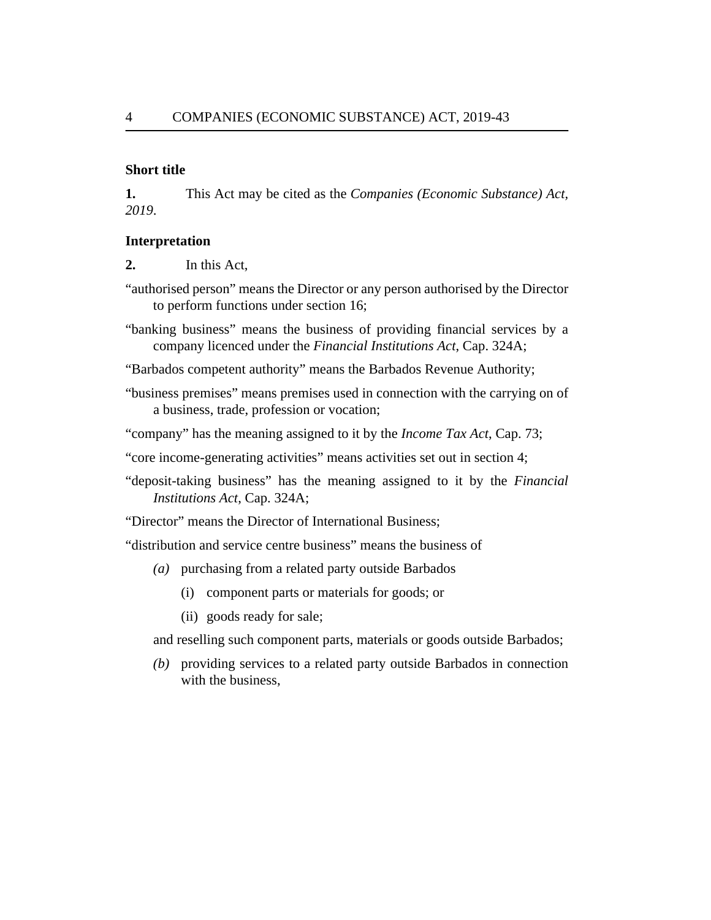**Short title**

**1.** This Act may be cited as the *Companies (Economic Substance) Act, 2019*.

**Interpretation**

**2.** In this Act,

"authorised person" means the Director or any person authorised by the Director to perform functions under section 16;

"banking business" means the business of providing financial services by a company licenced under the *Financial Institutions Act*, Cap. 324A;

"Barbados competent authority" means the Barbados Revenue Authority;

"business premises" means premises used in connection with the carrying on of a business, trade, profession or vocation;

"company" has the meaning assigned to it by the *Income Tax Act*, Cap. 73;

"core income-generating activities" means activities set out in section 4;

"deposit-taking business" has the meaning assigned to it by the *Financial Institutions Act*, Cap. 324A;

"Director" means the Director of International Business;

"distribution and service centre business" means the business of

*(a)* purchasing from a related party outside Barbados

(i) component parts or materials for goods; or

(ii) goods ready for sale;

and reselling such component parts, materials or goods outside Barbados;

*(b)* providing services to a related party outside Barbados in connection with the business,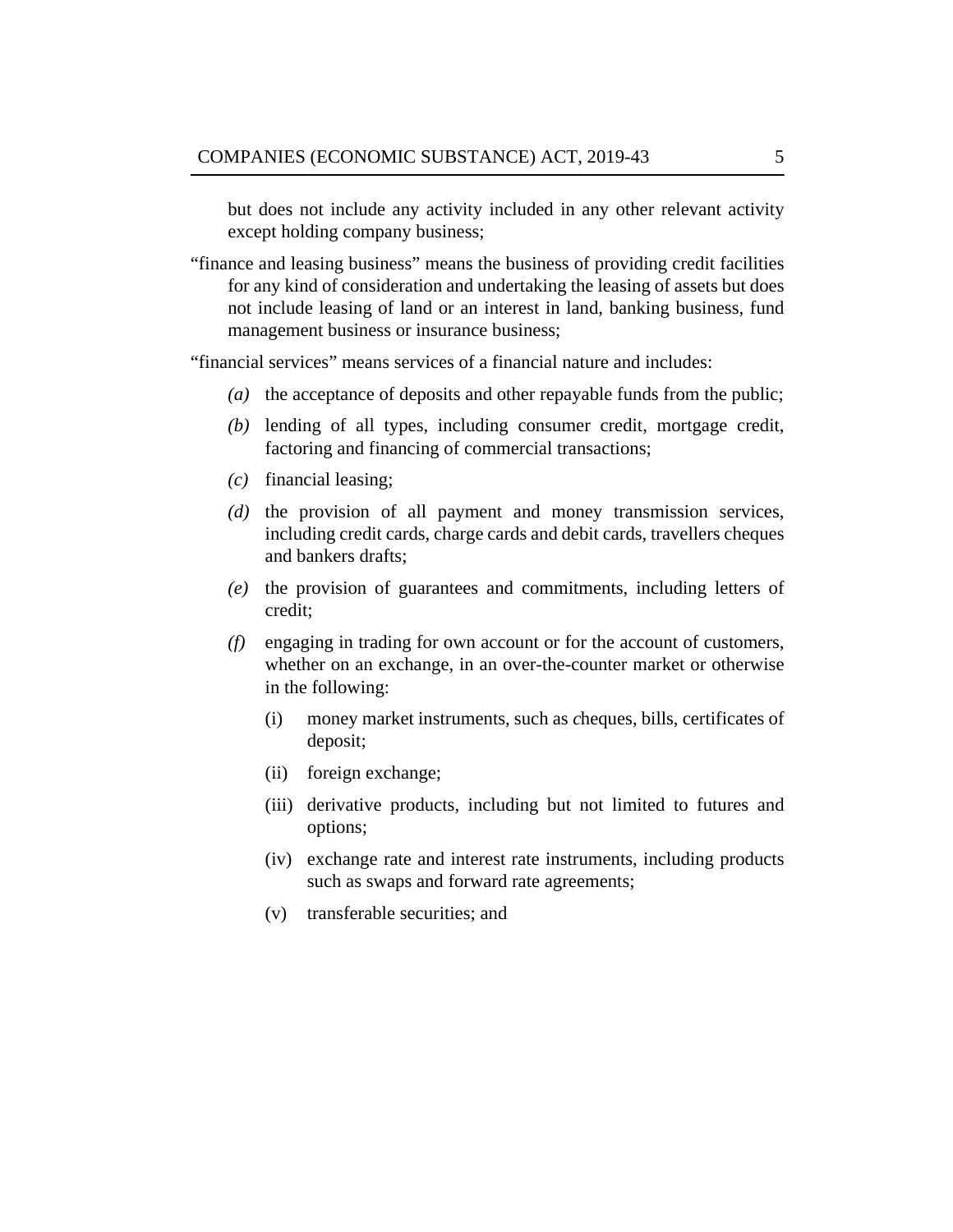but does not include any activity included in any other relevant activity except holding company business;

"finance and leasing business" means the business of providing credit facilities for any kind of consideration and undertaking the leasing of assets but does not include leasing of land or an interest in land, banking business, fund management business or insurance business;

"financial services" means services of a financial nature and includes:

*(a)* the acceptance of deposits and other repayable funds from the public;

*(b)* lending of all types, including consumer credit, mortgage credit, factoring and financing of commercial transactions;

*(c)* financial leasing;

*(d)* the provision of all payment and money transmission services, including credit cards, charge cards and debit cards, travellers cheques and bankers drafts;

*(e)* the provision of guarantees and commitments, including letters of credit;

*(f)* engaging in trading for own account or for the account of customers, whether on an exchange, in an over-the-counter market or otherwise in the following:

(i) money market instruments, such as cheques, bills, certificates of deposit;

(ii) foreign exchange;

(iii) derivative products, including but not limited to futures and options;

(iv) exchange rate and interest rate instruments, including products such as swaps and forward rate agreements;

(v) transferable securities; and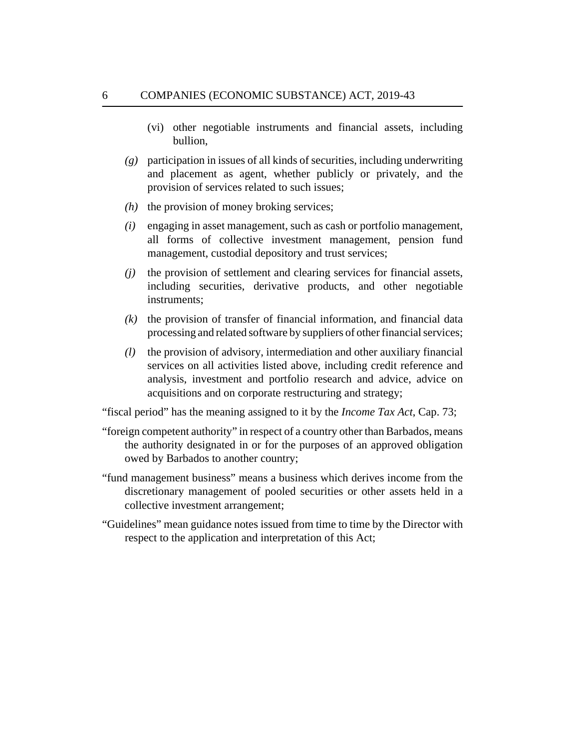(vi) other negotiable instruments and financial assets, including bullion,

*(g)* participation in issues of all kinds of securities, including underwriting and placement as agent, whether publicly or privately, and the provision of services related to such issues;

*(h)* the provision of money broking services;

*(i)* engaging in asset management, such as cash or portfolio management, all forms of collective investment management, pension fund management, custodial depository and trust services;

*(j)* the provision of settlement and clearing services for financial assets, including securities, derivative products, and other negotiable instruments;

*(k)* the provision of transfer of financial information, and financial data processing and related software by suppliers of other financial services;

*(l)* the provision of advisory, intermediation and other auxiliary financial services on all activities listed above, including credit reference and analysis, investment and portfolio research and advice, advice on acquisitions and on corporate restructuring and strategy;

"fiscal period" has the meaning assigned to it by the *Income Tax Act*, Cap. 73;

"foreign competent authority" in respect of a country other than Barbados, means the authority designated in or for the purposes of an approved obligation owed by Barbados to another country;

"fund management business" means a business which derives income from the discretionary management of pooled securities or other assets held in a collective investment arrangement;

"Guidelines" mean guidance notes issued from time to time by the Director with respect to the application and interpretation of this Act;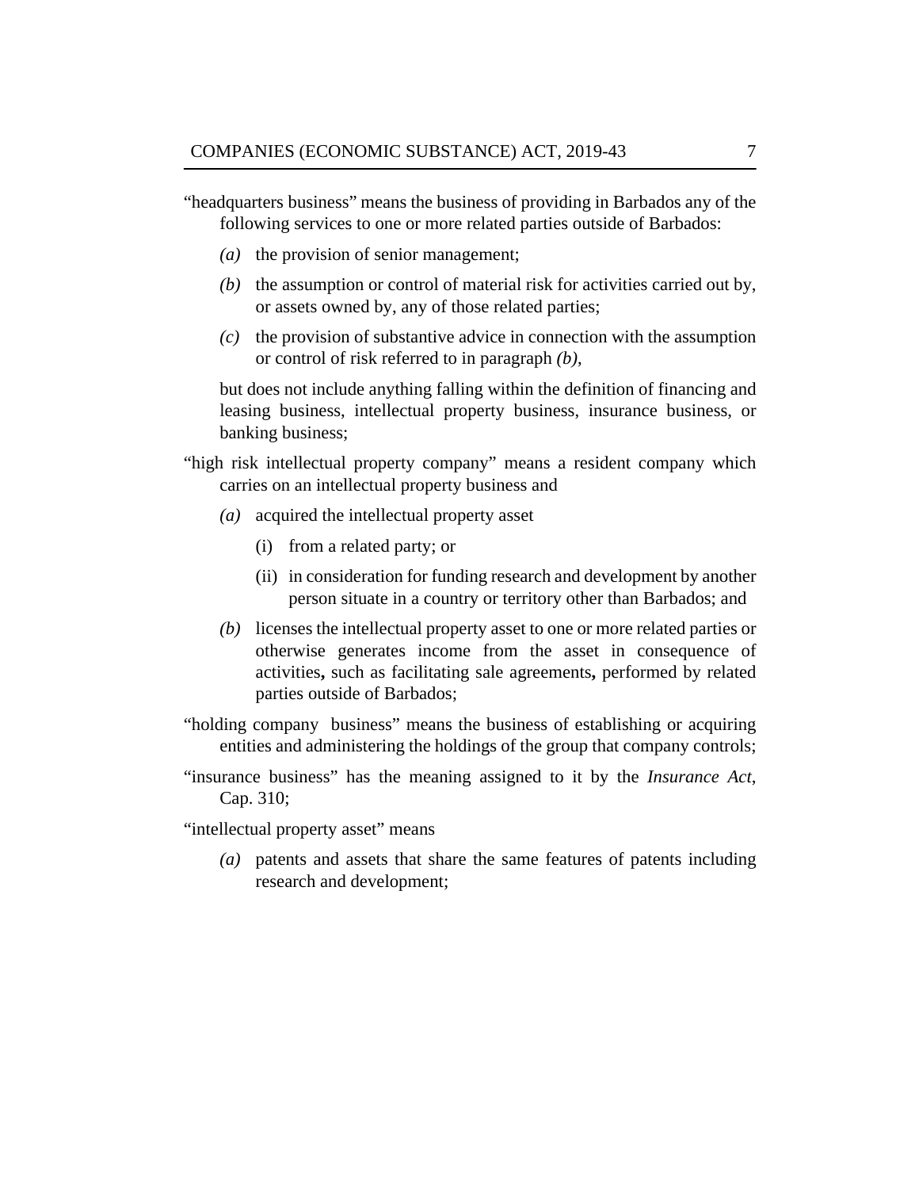"headquarters business" means the business of providing in Barbados any of the following services to one or more related parties outside of Barbados:

- *(a)* the provision of senior management;
- *(b)* the assumption or control of material risk for activities carried out by, or assets owned by, any of those related parties;
- *(c)* the provision of substantive advice in connection with the assumption or control of risk referred to in paragraph *(b)*,

but does not include anything falling within the definition of financing and leasing business, intellectual property business, insurance business, or banking business;

"high risk intellectual property company" means a resident company which carries on an intellectual property business and

- *(a)* acquired the intellectual property asset
  - (i) from a related party; or
  - (ii) in consideration for funding research and development by another person situate in a country or territory other than Barbados; and
- *(b)* licenses the intellectual property asset to one or more related parties or otherwise generates income from the asset in consequence of activities**,** such as facilitating sale agreements**,** performed by related parties outside of Barbados;

"holding company business" means the business of establishing or acquiring entities and administering the holdings of the group that company controls;

"insurance business" has the meaning assigned to it by the *Insurance Act*, Cap. 310;

"intellectual property asset" means

- *(a)* patents and assets that share the same features of patents including research and development;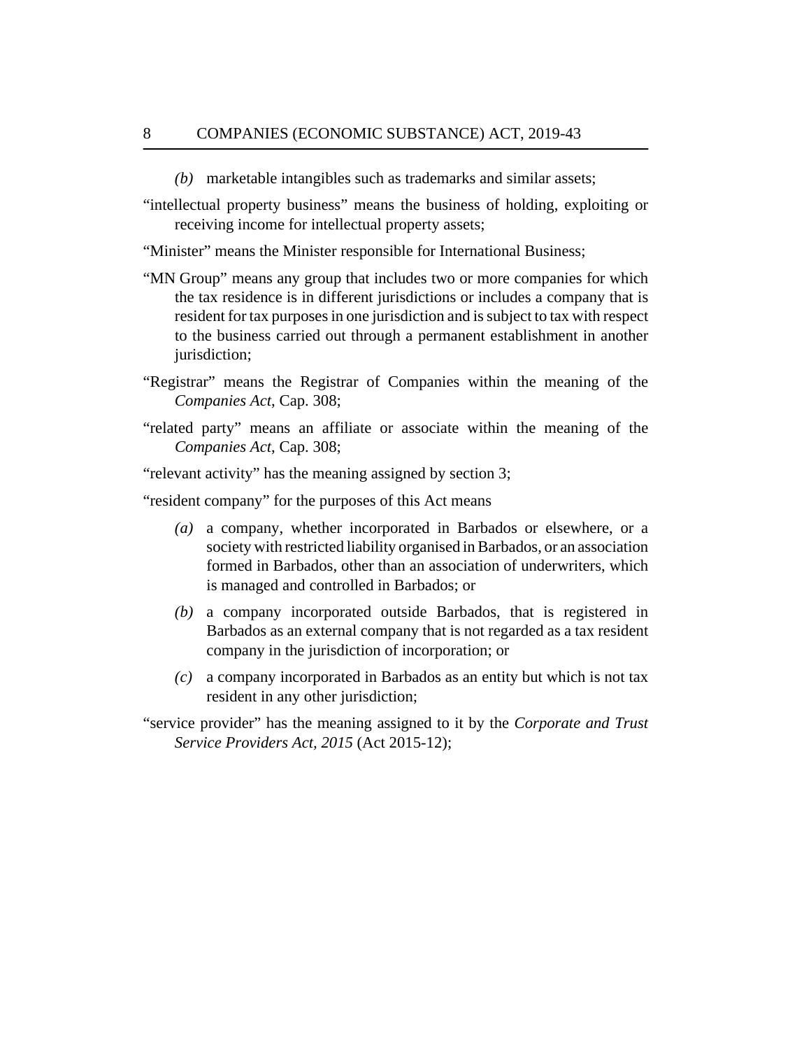*(b)* marketable intangibles such as trademarks and similar assets;

"intellectual property business" means the business of holding, exploiting or receiving income for intellectual property assets;

"Minister" means the Minister responsible for International Business;

"MN Group" means any group that includes two or more companies for which the tax residence is in different jurisdictions or includes a company that is resident for tax purposes in one jurisdiction and is subject to tax with respect to the business carried out through a permanent establishment in another jurisdiction;

"Registrar" means the Registrar of Companies within the meaning of the *Companies Act*, Cap. 308;

"related party" means an affiliate or associate within the meaning of the *Companies Act*, Cap. 308;

"relevant activity" has the meaning assigned by section 3;

"resident company" for the purposes of this Act means

*(a)* a company, whether incorporated in Barbados or elsewhere, or a society with restricted liability organised in Barbados, or an association formed in Barbados, other than an association of underwriters, which is managed and controlled in Barbados; or

*(b)* a company incorporated outside Barbados, that is registered in Barbados as an external company that is not regarded as a tax resident company in the jurisdiction of incorporation; or

*(c)* a company incorporated in Barbados as an entity but which is not tax resident in any other jurisdiction;

"service provider" has the meaning assigned to it by the *Corporate and Trust Service Providers Act, 2015* (Act 2015-12);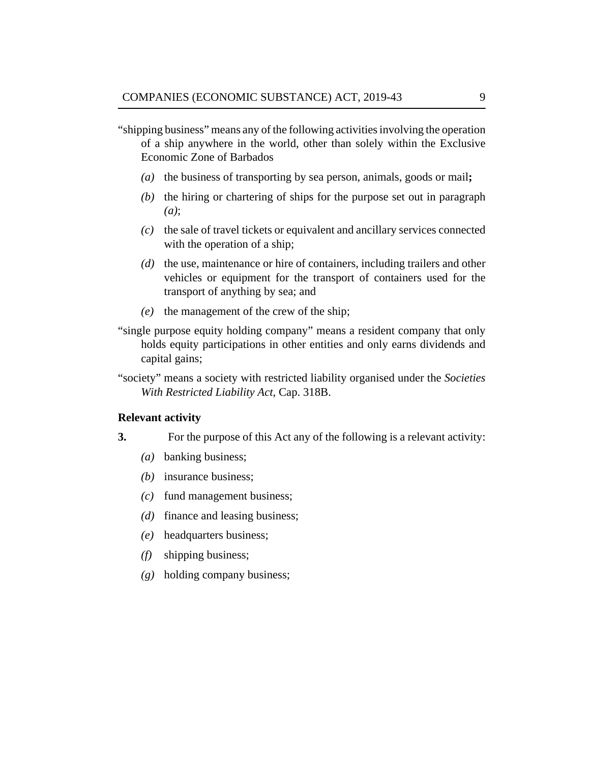"shipping business" means any of the following activities involving the operation of a ship anywhere in the world, other than solely within the Exclusive Economic Zone of Barbados

- *(a)* the business of transporting by sea person, animals, goods or mail**;**
- *(b)* the hiring or chartering of ships for the purpose set out in paragraph *(a)*;
- *(c)* the sale of travel tickets or equivalent and ancillary services connected with the operation of a ship;
- *(d)* the use, maintenance or hire of containers, including trailers and other vehicles or equipment for the transport of containers used for the transport of anything by sea; and
- *(e)* the management of the crew of the ship;

"single purpose equity holding company" means a resident company that only holds equity participations in other entities and only earns dividends and capital gains;

"society" means a society with restricted liability organised under the *Societies With Restricted Liability Act*, Cap. 318B.

**Relevant activity**

**3.** For the purpose of this Act any of the following is a relevant activity:

- *(a)* banking business;
- *(b)* insurance business;
- *(c)* fund management business;
- *(d)* finance and leasing business;
- *(e)* headquarters business;
- *(f)* shipping business;
- *(g)* holding company business;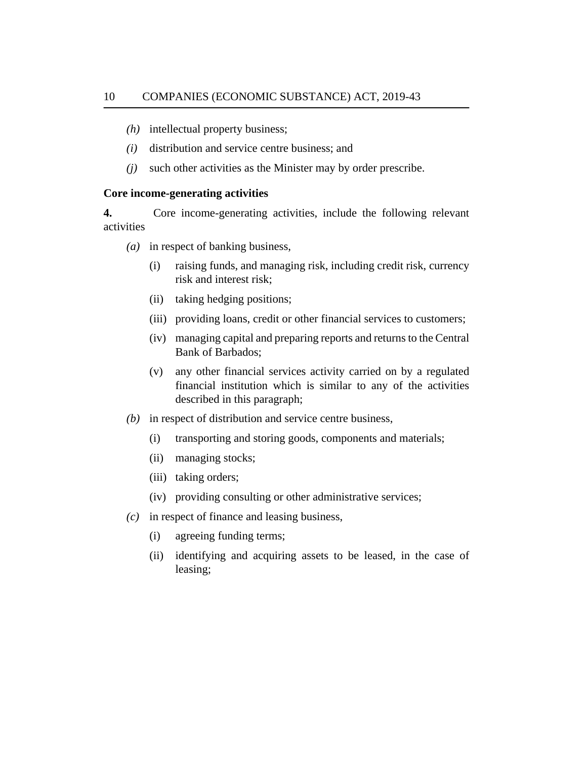*(h)* intellectual property business;

*(i)* distribution and service centre business; and

*(j)* such other activities as the Minister may by order prescribe.

**Core income-generating activities**

**4.** Core income-generating activities, include the following relevant activities

*(a)* in respect of banking business,

(i) raising funds, and managing risk, including credit risk, currency risk and interest risk;

(ii) taking hedging positions;

(iii) providing loans, credit or other financial services to customers;

(iv) managing capital and preparing reports and returns to the Central Bank of Barbados;

(v) any other financial services activity carried on by a regulated financial institution which is similar to any of the activities described in this paragraph;

*(b)* in respect of distribution and service centre business,

(i) transporting and storing goods, components and materials;

(ii) managing stocks;

(iii) taking orders;

(iv) providing consulting or other administrative services;

*(c)* in respect of finance and leasing business,

(i) agreeing funding terms;

(ii) identifying and acquiring assets to be leased, in the case of leasing;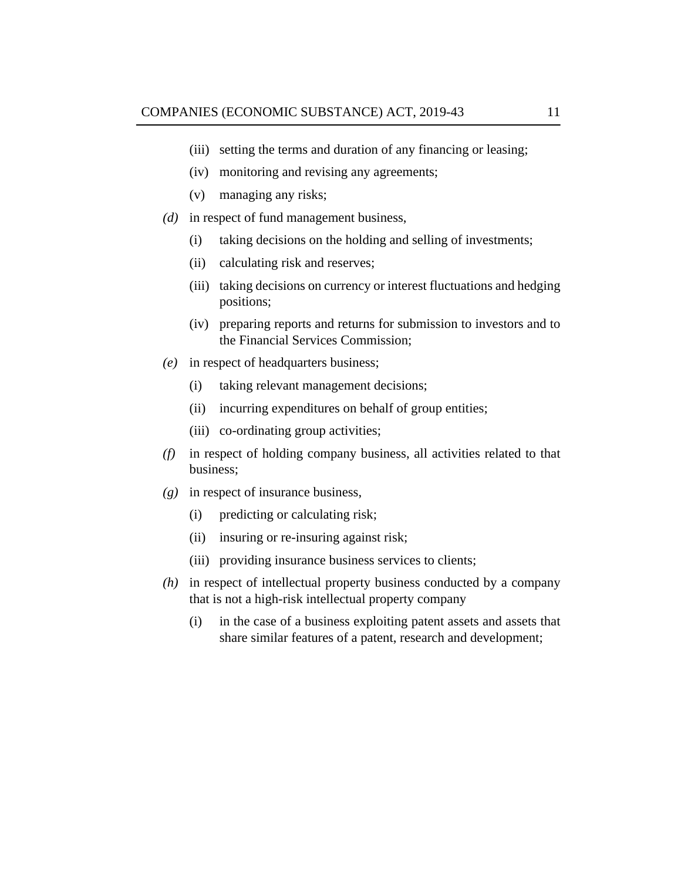(iii) setting the terms and duration of any financing or leasing;

(iv) monitoring and revising any agreements;

(v) managing any risks;

*(d)* in respect of fund management business,

(i) taking decisions on the holding and selling of investments;

(ii) calculating risk and reserves;

(iii) taking decisions on currency or interest fluctuations and hedging positions;

(iv) preparing reports and returns for submission to investors and to the Financial Services Commission;

*(e)* in respect of headquarters business;

(i) taking relevant management decisions;

(ii) incurring expenditures on behalf of group entities;

(iii) co-ordinating group activities;

*(f)* in respect of holding company business, all activities related to that business;

*(g)* in respect of insurance business,

(i) predicting or calculating risk;

(ii) insuring or re-insuring against risk;

(iii) providing insurance business services to clients;

*(h)* in respect of intellectual property business conducted by a company that is not a high-risk intellectual property company

(i) in the case of a business exploiting patent assets and assets that share similar features of a patent, research and development;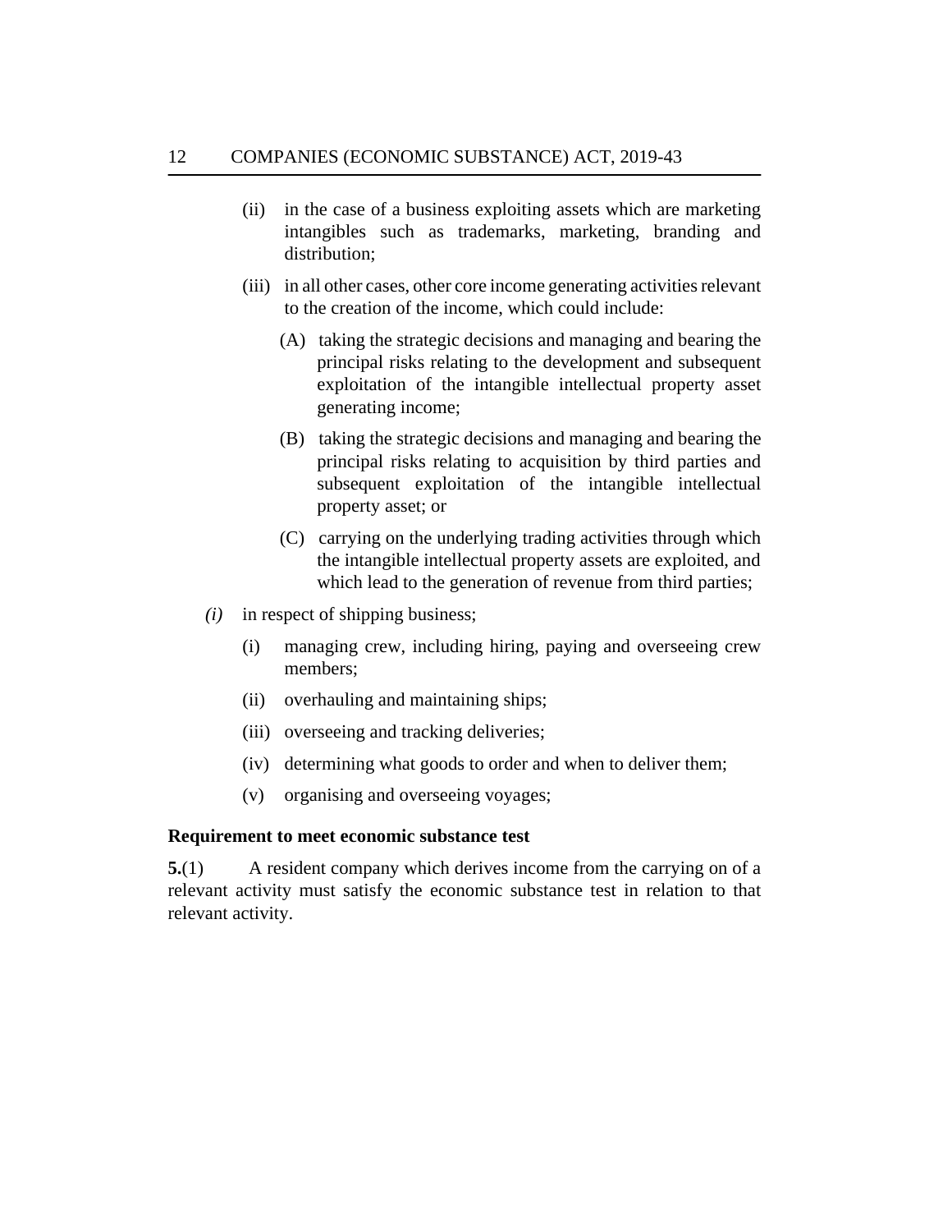(ii) in the case of a business exploiting assets which are marketing intangibles such as trademarks, marketing, branding and distribution;

(iii) in all other cases, other core income generating activities relevant to the creation of the income, which could include:

(A) taking the strategic decisions and managing and bearing the principal risks relating to the development and subsequent exploitation of the intangible intellectual property asset generating income;

(B) taking the strategic decisions and managing and bearing the principal risks relating to acquisition by third parties and subsequent exploitation of the intangible intellectual property asset; or

(C) carrying on the underlying trading activities through which the intangible intellectual property assets are exploited, and which lead to the generation of revenue from third parties;

*(i)* in respect of shipping business;

(i) managing crew, including hiring, paying and overseeing crew members;

(ii) overhauling and maintaining ships;

(iii) overseeing and tracking deliveries;

(iv) determining what goods to order and when to deliver them;

(v) organising and overseeing voyages;

**Requirement to meet economic substance test**

**5.**(1) A resident company which derives income from the carrying on of a relevant activity must satisfy the economic substance test in relation to that relevant activity.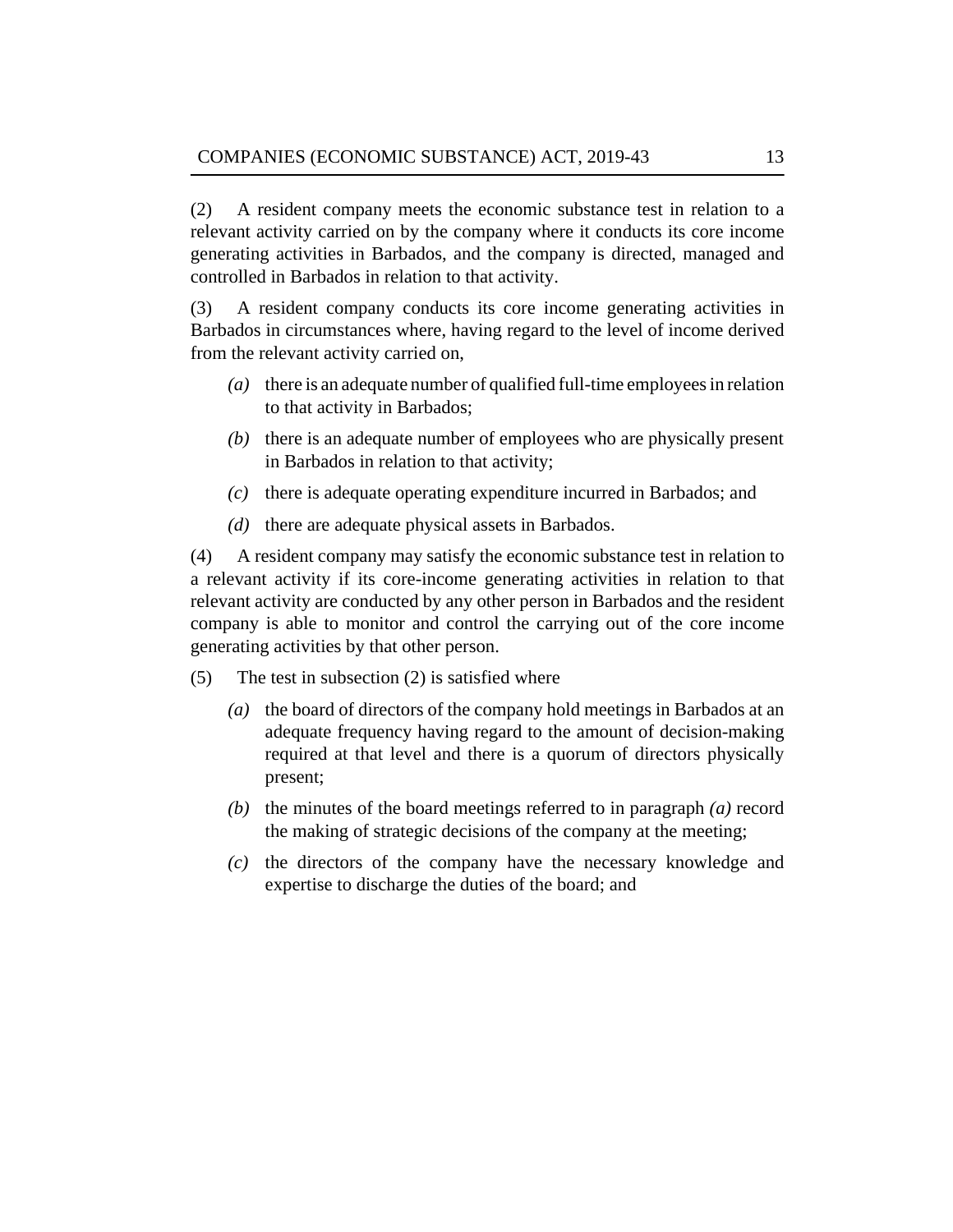(2) A resident company meets the economic substance test in relation to a relevant activity carried on by the company where it conducts its core income generating activities in Barbados, and the company is directed, managed and controlled in Barbados in relation to that activity.

(3) A resident company conducts its core income generating activities in Barbados in circumstances where, having regard to the level of income derived from the relevant activity carried on,

- *(a)* there is an adequate number of qualified full-time employees in relation to that activity in Barbados;
- *(b)* there is an adequate number of employees who are physically present in Barbados in relation to that activity;
- *(c)* there is adequate operating expenditure incurred in Barbados; and
- *(d)* there are adequate physical assets in Barbados.

(4) A resident company may satisfy the economic substance test in relation to a relevant activity if its core-income generating activities in relation to that relevant activity are conducted by any other person in Barbados and the resident company is able to monitor and control the carrying out of the core income generating activities by that other person.

(5) The test in subsection (2) is satisfied where

- *(a)* the board of directors of the company hold meetings in Barbados at an adequate frequency having regard to the amount of decision-making required at that level and there is a quorum of directors physically present;
- *(b)* the minutes of the board meetings referred to in paragraph *(a)* record the making of strategic decisions of the company at the meeting;
- *(c)* the directors of the company have the necessary knowledge and expertise to discharge the duties of the board; and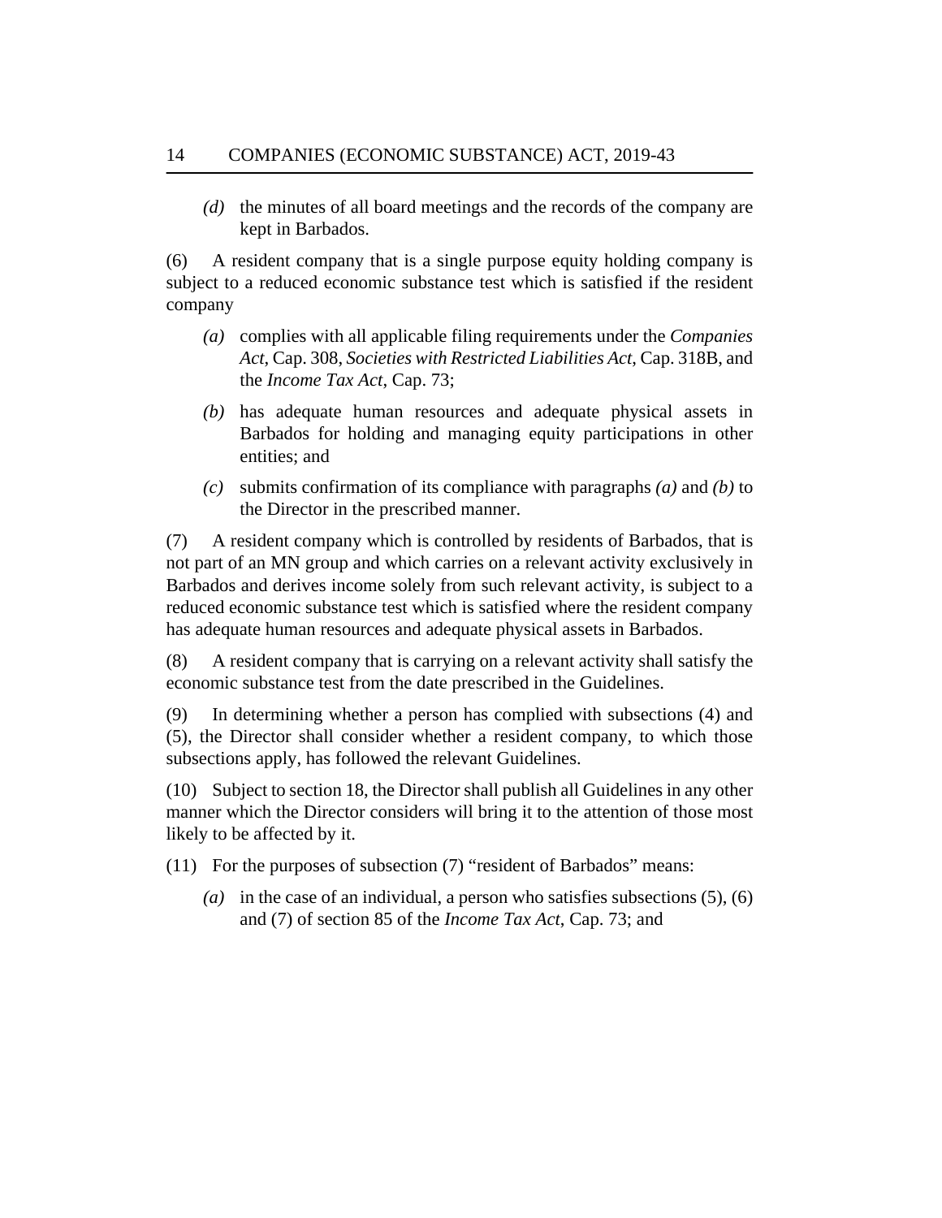*(d)* the minutes of all board meetings and the records of the company are kept in Barbados.

(6) A resident company that is a single purpose equity holding company is subject to a reduced economic substance test which is satisfied if the resident company

*(a)* complies with all applicable filing requirements under the *Companies Act*, Cap. 308, *Societies with Restricted Liabilities Act*, Cap. 318B, and the *Income Tax Act*, Cap. 73;

*(b)* has adequate human resources and adequate physical assets in Barbados for holding and managing equity participations in other entities; and

*(c)* submits confirmation of its compliance with paragraphs *(a)* and *(b)* to the Director in the prescribed manner.

(7) A resident company which is controlled by residents of Barbados, that is not part of an MN group and which carries on a relevant activity exclusively in Barbados and derives income solely from such relevant activity, is subject to a reduced economic substance test which is satisfied where the resident company has adequate human resources and adequate physical assets in Barbados.

(8) A resident company that is carrying on a relevant activity shall satisfy the economic substance test from the date prescribed in the Guidelines.

(9) In determining whether a person has complied with subsections (4) and (5), the Director shall consider whether a resident company, to which those subsections apply, has followed the relevant Guidelines.

(10) Subject to section 18, the Director shall publish all Guidelines in any other manner which the Director considers will bring it to the attention of those most likely to be affected by it.

(11) For the purposes of subsection (7) "resident of Barbados" means:

*(a)* in the case of an individual, a person who satisfies subsections (5), (6) and (7) of section 85 of the *Income Tax Act*, Cap. 73; and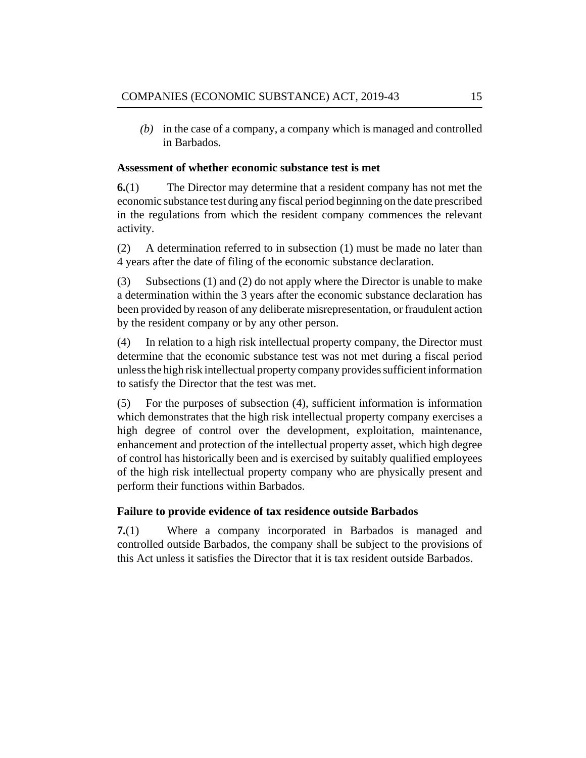*(b)* in the case of a company, a company which is managed and controlled in Barbados.

**Assessment of whether economic substance test is met**

**6.**(1) The Director may determine that a resident company has not met the economic substance test during any fiscal period beginning on the date prescribed in the regulations from which the resident company commences the relevant activity.

(2) A determination referred to in subsection (1) must be made no later than 4 years after the date of filing of the economic substance declaration.

(3) Subsections (1) and (2) do not apply where the Director is unable to make a determination within the 3 years after the economic substance declaration has been provided by reason of any deliberate misrepresentation, or fraudulent action by the resident company or by any other person.

(4) In relation to a high risk intellectual property company, the Director must determine that the economic substance test was not met during a fiscal period unless the high risk intellectual property company provides sufficient information to satisfy the Director that the test was met.

(5) For the purposes of subsection (4), sufficient information is information which demonstrates that the high risk intellectual property company exercises a high degree of control over the development, exploitation, maintenance, enhancement and protection of the intellectual property asset, which high degree of control has historically been and is exercised by suitably qualified employees of the high risk intellectual property company who are physically present and perform their functions within Barbados.

**Failure to provide evidence of tax residence outside Barbados**

**7.**(1) Where a company incorporated in Barbados is managed and controlled outside Barbados, the company shall be subject to the provisions of this Act unless it satisfies the Director that it is tax resident outside Barbados.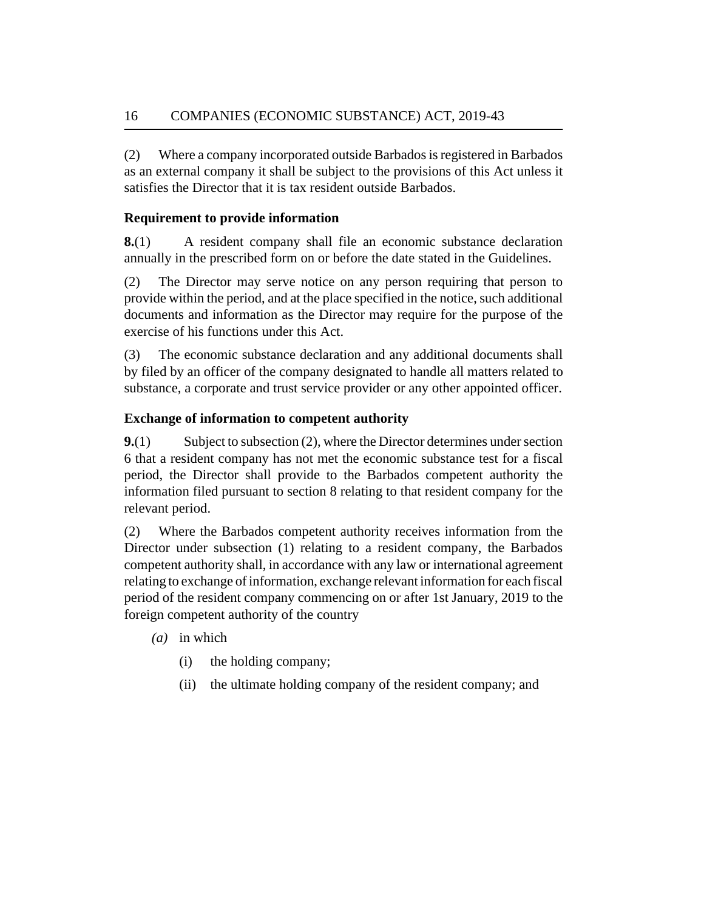(2) Where a company incorporated outside Barbados is registered in Barbados as an external company it shall be subject to the provisions of this Act unless it satisfies the Director that it is tax resident outside Barbados.

### Requirement to provide information

**8.**(1) A resident company shall file an economic substance declaration annually in the prescribed form on or before the date stated in the Guidelines.

(2) The Director may serve notice on any person requiring that person to provide within the period, and at the place specified in the notice, such additional documents and information as the Director may require for the purpose of the exercise of his functions under this Act.

(3) The economic substance declaration and any additional documents shall by filed by an officer of the company designated to handle all matters related to substance, a corporate and trust service provider or any other appointed officer.

### Exchange of information to competent authority

**9.**(1) Subject to subsection (2), where the Director determines under section 6 that a resident company has not met the economic substance test for a fiscal period, the Director shall provide to the Barbados competent authority the information filed pursuant to section 8 relating to that resident company for the relevant period.

(2) Where the Barbados competent authority receives information from the Director under subsection (1) relating to a resident company, the Barbados competent authority shall, in accordance with any law or international agreement relating to exchange of information, exchange relevant information for each fiscal period of the resident company commencing on or after 1st January, 2019 to the foreign competent authority of the country

- *(a)* in which
  - (i) the holding company;
  - (ii) the ultimate holding company of the resident company; and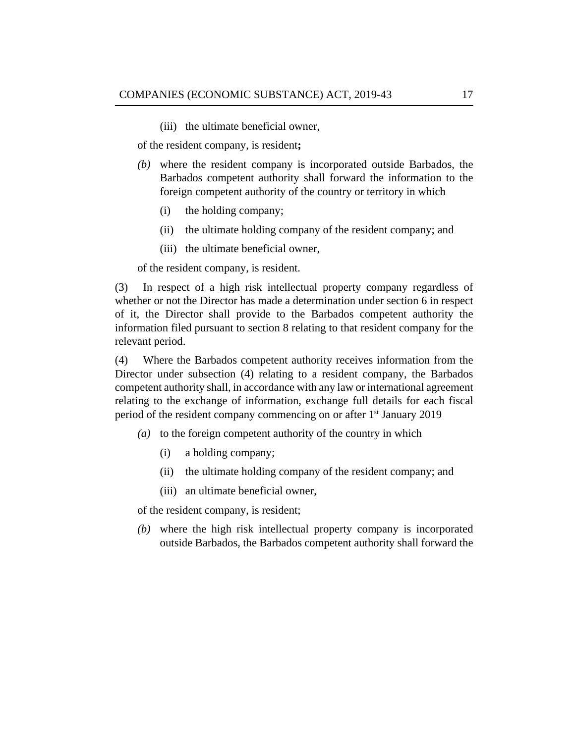(iii) the ultimate beneficial owner,

of the resident company, is resident**;**

*(b)* where the resident company is incorporated outside Barbados, the Barbados competent authority shall forward the information to the foreign competent authority of the country or territory in which

(i) the holding company;

(ii) the ultimate holding company of the resident company; and

(iii) the ultimate beneficial owner,

of the resident company, is resident.

(3) In respect of a high risk intellectual property company regardless of whether or not the Director has made a determination under section 6 in respect of it, the Director shall provide to the Barbados competent authority the information filed pursuant to section 8 relating to that resident company for the relevant period.

(4) Where the Barbados competent authority receives information from the Director under subsection (4) relating to a resident company, the Barbados competent authority shall, in accordance with any law or international agreement relating to the exchange of information, exchange full details for each fiscal period of the resident company commencing on or after 1st January 2019

*(a)* to the foreign competent authority of the country in which

(i) a holding company;

(ii) the ultimate holding company of the resident company; and

(iii) an ultimate beneficial owner,

of the resident company, is resident;

*(b)* where the high risk intellectual property company is incorporated outside Barbados, the Barbados competent authority shall forward the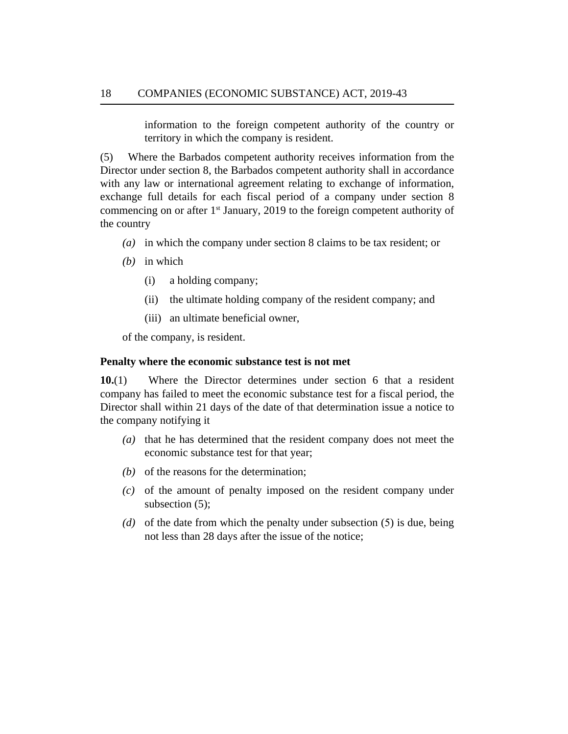information to the foreign competent authority of the country or territory in which the company is resident.

(5) Where the Barbados competent authority receives information from the Director under section 8, the Barbados competent authority shall in accordance with any law or international agreement relating to exchange of information, exchange full details for each fiscal period of a company under section 8 commencing on or after 1st January, 2019 to the foreign competent authority of the country

*(a)* in which the company under section 8 claims to be tax resident; or

*(b)* in which

(i) a holding company;

(ii) the ultimate holding company of the resident company; and

(iii) an ultimate beneficial owner,

of the company, is resident.

**Penalty where the economic substance test is not met**

**10.**(1) Where the Director determines under section 6 that a resident company has failed to meet the economic substance test for a fiscal period, the Director shall within 21 days of the date of that determination issue a notice to the company notifying it

*(a)* that he has determined that the resident company does not meet the economic substance test for that year;

*(b)* of the reasons for the determination;

*(c)* of the amount of penalty imposed on the resident company under subsection (5);

*(d)* of the date from which the penalty under subsection (5) is due, being not less than 28 days after the issue of the notice;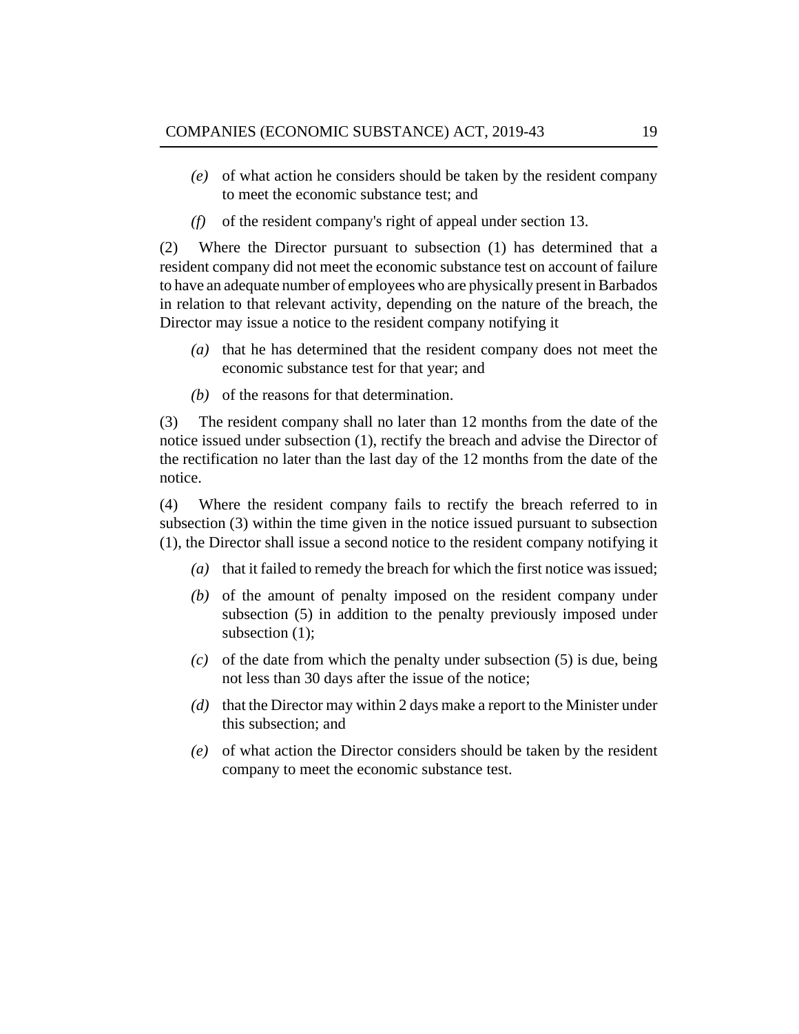*(e)* of what action he considers should be taken by the resident company to meet the economic substance test; and

*(f)* of the resident company's right of appeal under section 13.

(2) Where the Director pursuant to subsection (1) has determined that a resident company did not meet the economic substance test on account of failure to have an adequate number of employees who are physically present in Barbados in relation to that relevant activity, depending on the nature of the breach, the Director may issue a notice to the resident company notifying it

*(a)* that he has determined that the resident company does not meet the economic substance test for that year; and

*(b)* of the reasons for that determination.

(3) The resident company shall no later than 12 months from the date of the notice issued under subsection (1), rectify the breach and advise the Director of the rectification no later than the last day of the 12 months from the date of the notice.

(4) Where the resident company fails to rectify the breach referred to in subsection (3) within the time given in the notice issued pursuant to subsection (1), the Director shall issue a second notice to the resident company notifying it

*(a)* that it failed to remedy the breach for which the first notice was issued;

*(b)* of the amount of penalty imposed on the resident company under subsection (5) in addition to the penalty previously imposed under subsection (1);

*(c)* of the date from which the penalty under subsection (5) is due, being not less than 30 days after the issue of the notice;

*(d)* that the Director may within 2 days make a report to the Minister under this subsection; and

*(e)* of what action the Director considers should be taken by the resident company to meet the economic substance test.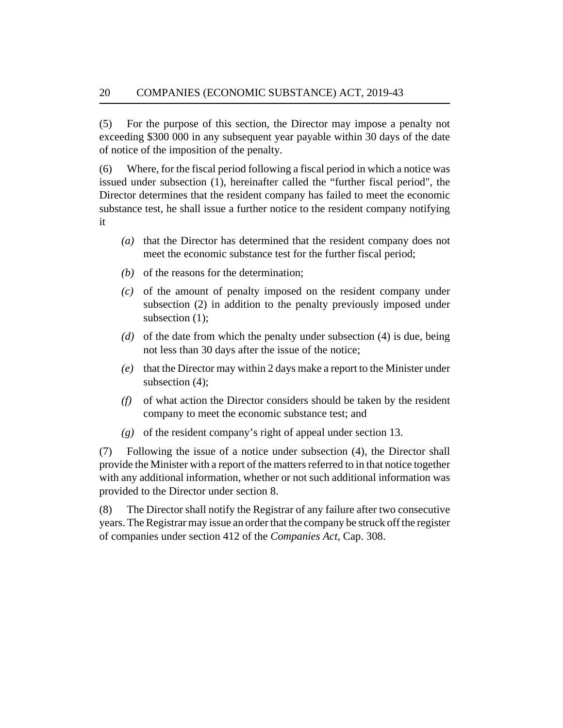(5) For the purpose of this section, the Director may impose a penalty not exceeding $300 000 in any subsequent year payable within 30 days of the date of notice of the imposition of the penalty.

(6) Where, for the fiscal period following a fiscal period in which a notice was issued under subsection (1), hereinafter called the “further fiscal period", the Director determines that the resident company has failed to meet the economic substance test, he shall issue a further notice to the resident company notifying it

- *(a)* that the Director has determined that the resident company does not meet the economic substance test for the further fiscal period;
- *(b)* of the reasons for the determination;
- *(c)* of the amount of penalty imposed on the resident company under subsection (2) in addition to the penalty previously imposed under subsection (1);
- *(d)* of the date from which the penalty under subsection (4) is due, being not less than 30 days after the issue of the notice;
- *(e)* that the Director may within 2 days make a report to the Minister under subsection (4);
- *(f)* of what action the Director considers should be taken by the resident company to meet the economic substance test; and
- *(g)* of the resident company’s right of appeal under section 13.

(7) Following the issue of a notice under subsection (4), the Director shall provide the Minister with a report of the matters referred to in that notice together with any additional information, whether or not such additional information was provided to the Director under section 8.

(8) The Director shall notify the Registrar of any failure after two consecutive years. The Registrar may issue an order that the company be struck off the register of companies under section 412 of the *Companies Act*, Cap. 308.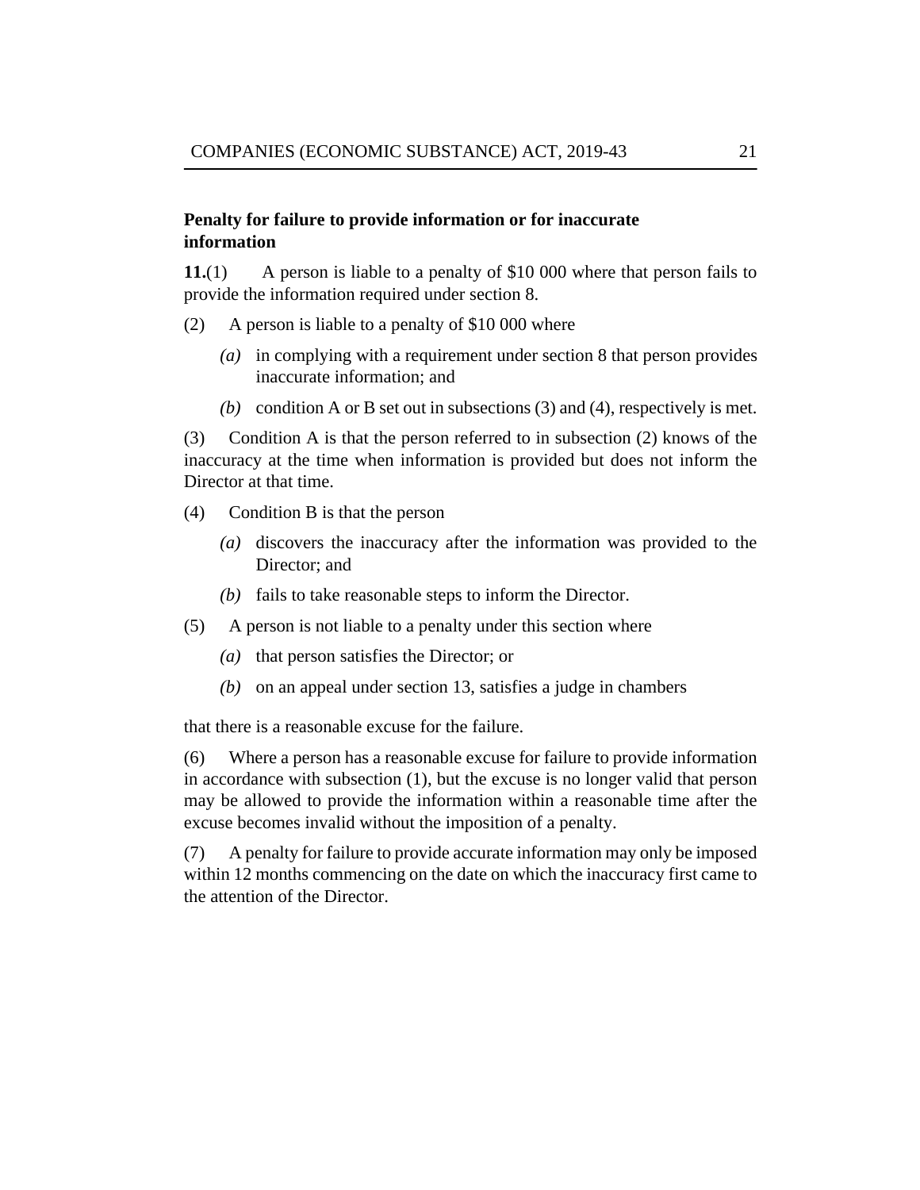### Penalty for failure to provide information or for inaccurate information

**11.**(1) A person is liable to a penalty of $10 000 where that person fails to provide the information required under section 8.

(2) A person is liable to a penalty of $10 000 where

*(a)* in complying with a requirement under section 8 that person provides inaccurate information; and

*(b)* condition A or B set out in subsections (3) and (4), respectively is met.

(3) Condition A is that the person referred to in subsection (2) knows of the inaccuracy at the time when information is provided but does not inform the Director at that time.

(4) Condition B is that the person

*(a)* discovers the inaccuracy after the information was provided to the Director; and

*(b)* fails to take reasonable steps to inform the Director.

(5) A person is not liable to a penalty under this section where

*(a)* that person satisfies the Director; or

*(b)* on an appeal under section 13, satisfies a judge in chambers

that there is a reasonable excuse for the failure.

(6) Where a person has a reasonable excuse for failure to provide information in accordance with subsection (1), but the excuse is no longer valid that person may be allowed to provide the information within a reasonable time after the excuse becomes invalid without the imposition of a penalty.

(7) A penalty for failure to provide accurate information may only be imposed within 12 months commencing on the date on which the inaccuracy first came to the attention of the Director.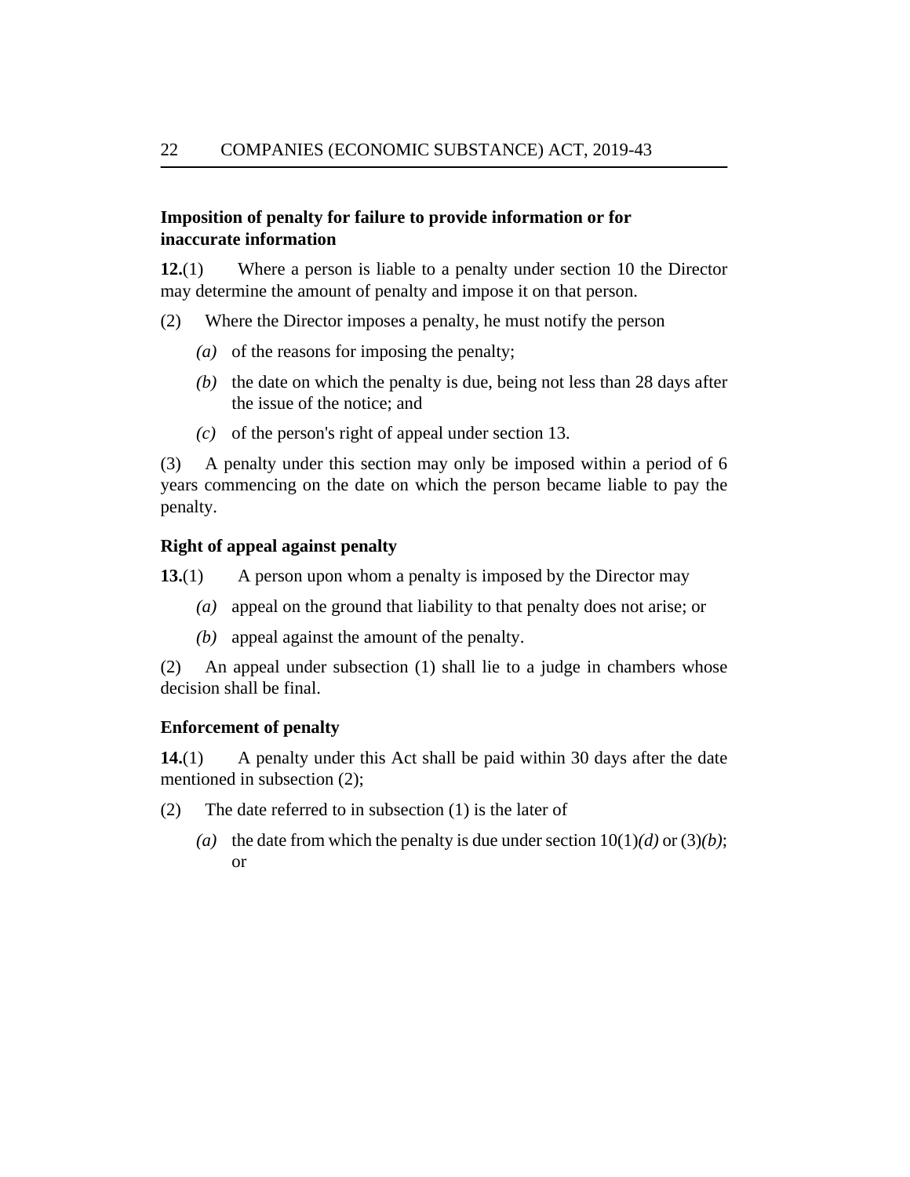**Imposition of penalty for failure to provide information or for inaccurate information**

**12.**(1) Where a person is liable to a penalty under section 10 the Director may determine the amount of penalty and impose it on that person.

(2) Where the Director imposes a penalty, he must notify the person

*(a)* of the reasons for imposing the penalty;

*(b)* the date on which the penalty is due, being not less than 28 days after the issue of the notice; and

*(c)* of the person's right of appeal under section 13.

(3) A penalty under this section may only be imposed within a period of 6 years commencing on the date on which the person became liable to pay the penalty.

**Right of appeal against penalty**

**13.**(1) A person upon whom a penalty is imposed by the Director may

*(a)* appeal on the ground that liability to that penalty does not arise; or

*(b)* appeal against the amount of the penalty.

(2) An appeal under subsection (1) shall lie to a judge in chambers whose decision shall be final.

**Enforcement of penalty**

**14.**(1) A penalty under this Act shall be paid within 30 days after the date mentioned in subsection (2);

(2) The date referred to in subsection (1) is the later of

*(a)* the date from which the penalty is due under section 10(1)*(d)* or (3)*(b)*; or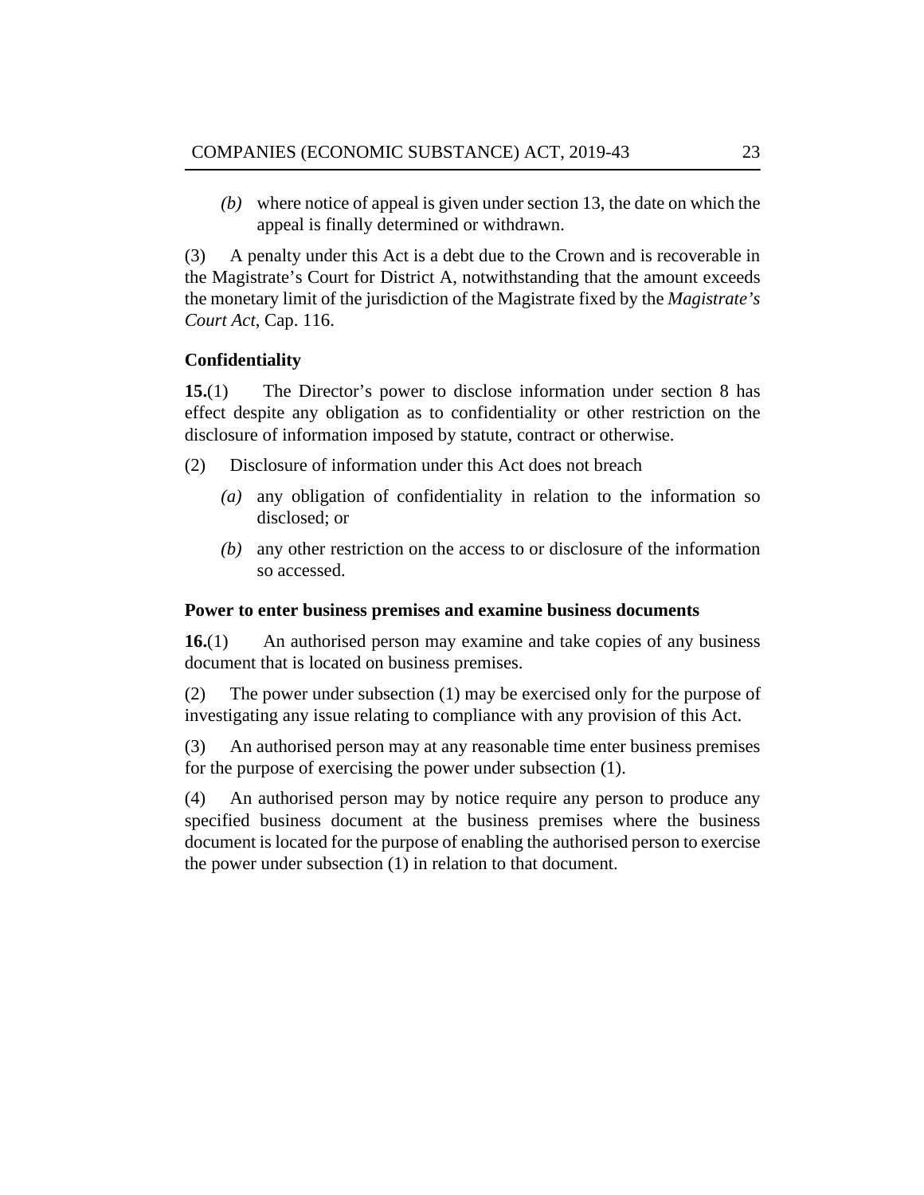*(b)* where notice of appeal is given under section 13, the date on which the appeal is finally determined or withdrawn.

(3) A penalty under this Act is a debt due to the Crown and is recoverable in the Magistrate's Court for District A, notwithstanding that the amount exceeds the monetary limit of the jurisdiction of the Magistrate fixed by the *Magistrate's Court Act*, Cap. 116.

**Confidentiality**

**15.**(1) The Director's power to disclose information under section 8 has effect despite any obligation as to confidentiality or other restriction on the disclosure of information imposed by statute, contract or otherwise.

(2) Disclosure of information under this Act does not breach

*(a)* any obligation of confidentiality in relation to the information so disclosed; or

*(b)* any other restriction on the access to or disclosure of the information so accessed.

**Power to enter business premises and examine business documents**

**16.**(1) An authorised person may examine and take copies of any business document that is located on business premises.

(2) The power under subsection (1) may be exercised only for the purpose of investigating any issue relating to compliance with any provision of this Act.

(3) An authorised person may at any reasonable time enter business premises for the purpose of exercising the power under subsection (1).

(4) An authorised person may by notice require any person to produce any specified business document at the business premises where the business document is located for the purpose of enabling the authorised person to exercise the power under subsection (1) in relation to that document.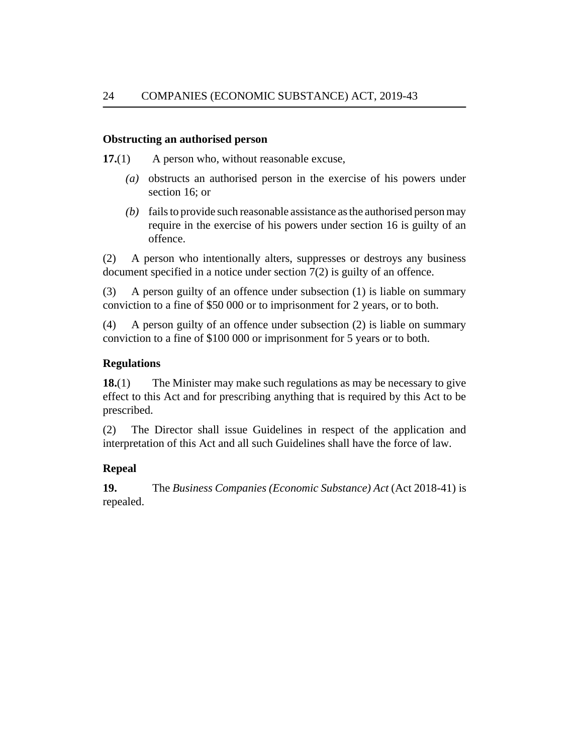### Obstructing an authorised person

**17.**(1) A person who, without reasonable excuse,

*(a)* obstructs an authorised person in the exercise of his powers under section 16; or

*(b)* fails to provide such reasonable assistance as the authorised person may require in the exercise of his powers under section 16 is guilty of an offence.

(2) A person who intentionally alters, suppresses or destroys any business document specified in a notice under section 7(2) is guilty of an offence.

(3) A person guilty of an offence under subsection (1) is liable on summary conviction to a fine of $50 000 or to imprisonment for 2 years, or to both.

(4) A person guilty of an offence under subsection (2) is liable on summary conviction to a fine of $100 000 or imprisonment for 5 years or to both.

### Regulations

**18.**(1) The Minister may make such regulations as may be necessary to give effect to this Act and for prescribing anything that is required by this Act to be prescribed.

(2) The Director shall issue Guidelines in respect of the application and interpretation of this Act and all such Guidelines shall have the force of law.

### Repeal

**19.** The *Business Companies (Economic Substance) Act* (Act 2018-41) is repealed.